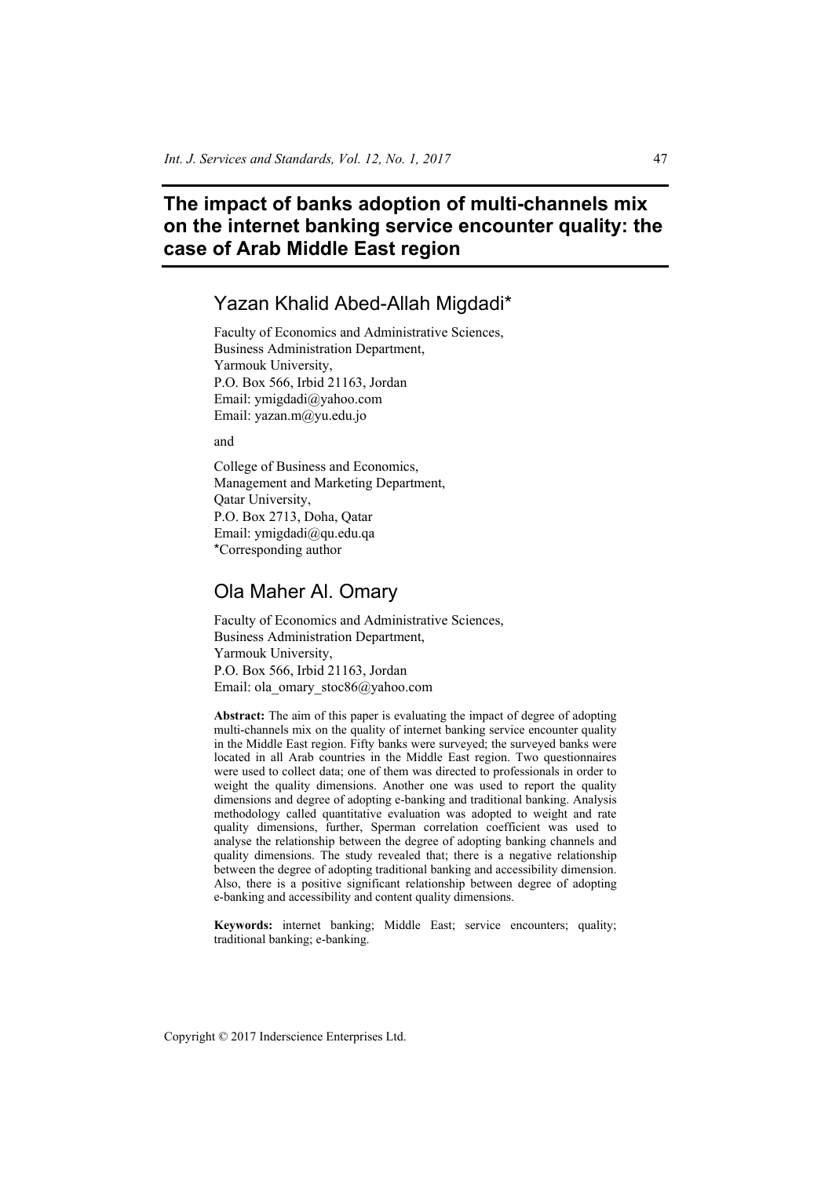# The impact of banks adoption of multi-channels mix on the internet banking service encounter quality: the case of Arab Middle East region

## Yazan Khalid Abed-Allah Migdadi*

Faculty of Economics and Administrative Sciences,
Business Administration Department,
Yarmouk University,
P.O. Box 566, Irbid 21163, Jordan
Email: ymigdadi@yahoo.com
Email: yazan.m@yu.edu.jo

and

College of Business and Economics,
Management and Marketing Department,
Qatar University,
P.O. Box 2713, Doha, Qatar
Email: ymigdadi@qu.edu.qa
*Corresponding author

## Ola Maher Al. Omary

Faculty of Economics and Administrative Sciences,
Business Administration Department,
Yarmouk University,
P.O. Box 566, Irbid 21163, Jordan
Email: ola_omary_stoc86@yahoo.com

**Abstract:** The aim of this paper is evaluating the impact of degree of adopting multi-channels mix on the quality of internet banking service encounter quality in the Middle East region. Fifty banks were surveyed; the surveyed banks were located in all Arab countries in the Middle East region. Two questionnaires were used to collect data; one of them was directed to professionals in order to weight the quality dimensions. Another one was used to report the quality dimensions and degree of adopting e-banking and traditional banking. Analysis methodology called quantitative evaluation was adopted to weight and rate quality dimensions, further, Sperman correlation coefficient was used to analyse the relationship between the degree of adopting banking channels and quality dimensions. The study revealed that; there is a negative relationship between the degree of adopting traditional banking and accessibility dimension. Also, there is a positive significant relationship between degree of adopting e-banking and accessibility and content quality dimensions.

**Keywords:** internet banking; Middle East; service encounters; quality; traditional banking; e-banking.

Copyright © 2017 Inderscience Enterprises Ltd.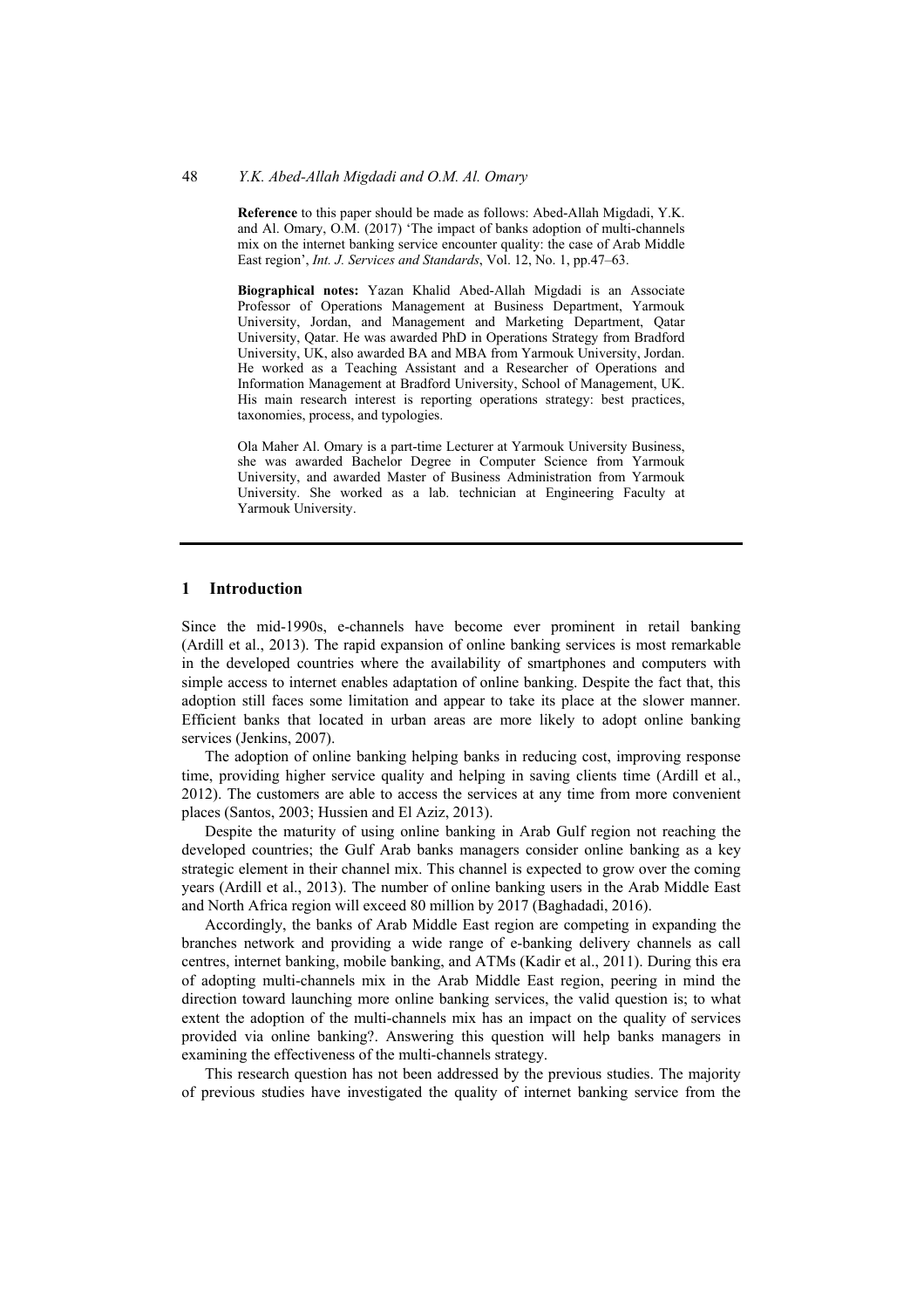**Reference** to this paper should be made as follows: Abed-Allah Migdadi, Y.K. and Al. Omary, O.M. (2017) 'The impact of banks adoption of multi-channels mix on the internet banking service encounter quality: the case of Arab Middle East region', *Int. J. Services and Standards*, Vol. 12, No. 1, pp.47–63.

**Biographical notes:** Yazan Khalid Abed-Allah Migdadi is an Associate Professor of Operations Management at Business Department, Yarmouk University, Jordan, and Management and Marketing Department, Qatar University, Qatar. He was awarded PhD in Operations Strategy from Bradford University, UK, also awarded BA and MBA from Yarmouk University, Jordan. He worked as a Teaching Assistant and a Researcher of Operations and Information Management at Bradford University, School of Management, UK. His main research interest is reporting operations strategy: best practices, taxonomies, process, and typologies.

Ola Maher Al. Omary is a part-time Lecturer at Yarmouk University Business, she was awarded Bachelor Degree in Computer Science from Yarmouk University, and awarded Master of Business Administration from Yarmouk University. She worked as a lab. technician at Engineering Faculty at Yarmouk University.

## 1 Introduction

Since the mid-1990s, e-channels have become ever prominent in retail banking (Ardill et al., 2013). The rapid expansion of online banking services is most remarkable in the developed countries where the availability of smartphones and computers with simple access to internet enables adaptation of online banking. Despite the fact that, this adoption still faces some limitation and appear to take its place at the slower manner. Efficient banks that located in urban areas are more likely to adopt online banking services (Jenkins, 2007).

The adoption of online banking helping banks in reducing cost, improving response time, providing higher service quality and helping in saving clients time (Ardill et al., 2012). The customers are able to access the services at any time from more convenient places (Santos, 2003; Hussien and El Aziz, 2013).

Despite the maturity of using online banking in Arab Gulf region not reaching the developed countries; the Gulf Arab banks managers consider online banking as a key strategic element in their channel mix. This channel is expected to grow over the coming years (Ardill et al., 2013). The number of online banking users in the Arab Middle East and North Africa region will exceed 80 million by 2017 (Baghadadi, 2016).

Accordingly, the banks of Arab Middle East region are competing in expanding the branches network and providing a wide range of e-banking delivery channels as call centres, internet banking, mobile banking, and ATMs (Kadir et al., 2011). During this era of adopting multi-channels mix in the Arab Middle East region, peering in mind the direction toward launching more online banking services, the valid question is; to what extent the adoption of the multi-channels mix has an impact on the quality of services provided via online banking?. Answering this question will help banks managers in examining the effectiveness of the multi-channels strategy.

This research question has not been addressed by the previous studies. The majority of previous studies have investigated the quality of internet banking service from the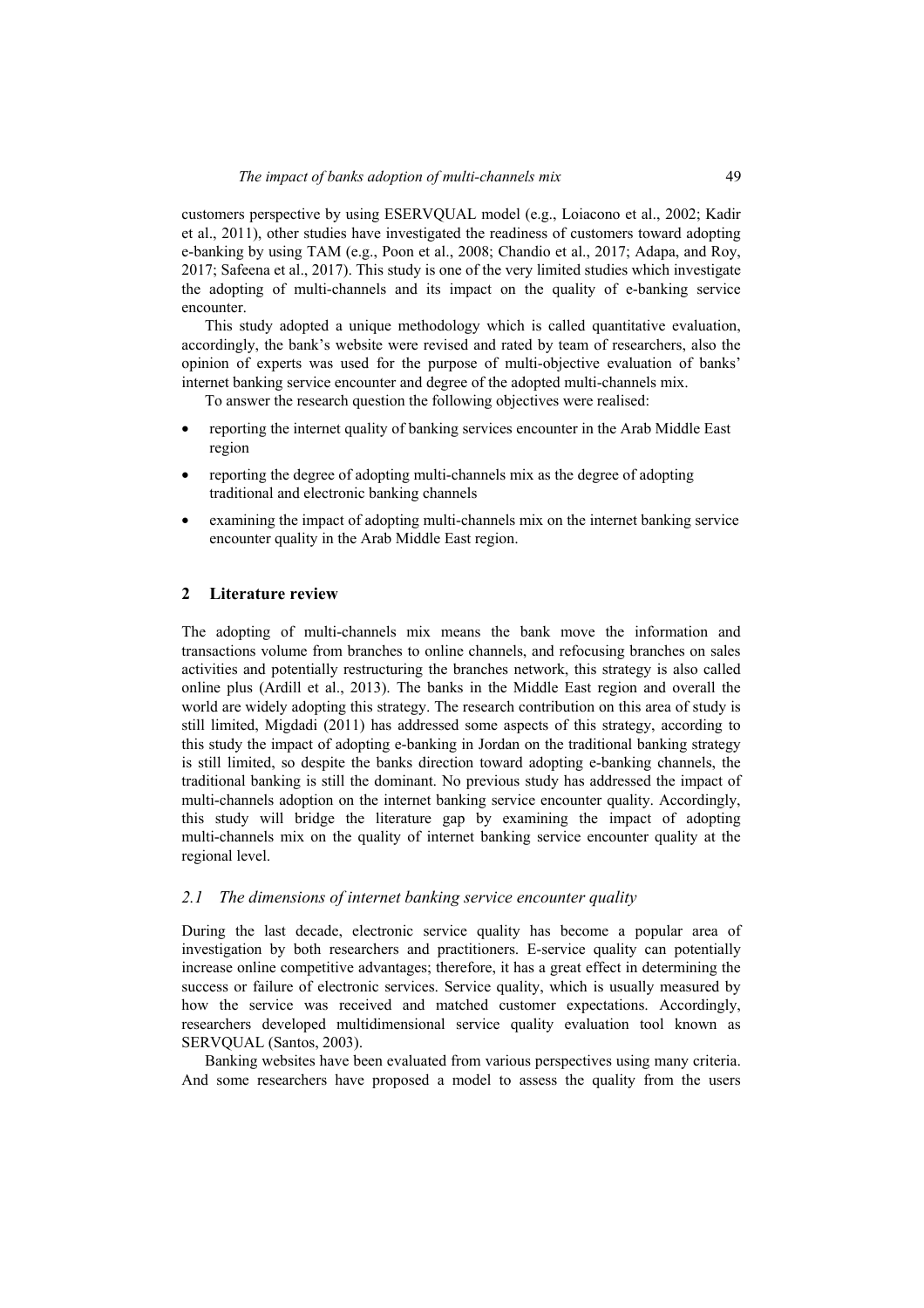customers perspective by using ESERVQUAL model (e.g., Loiacono et al., 2002; Kadir et al., 2011), other studies have investigated the readiness of customers toward adopting e-banking by using TAM (e.g., Poon et al., 2008; Chandio et al., 2017; Adapa, and Roy, 2017; Safeena et al., 2017). This study is one of the very limited studies which investigate the adopting of multi-channels and its impact on the quality of e-banking service encounter.

This study adopted a unique methodology which is called quantitative evaluation, accordingly, the bank's website were revised and rated by team of researchers, also the opinion of experts was used for the purpose of multi-objective evaluation of banks' internet banking service encounter and degree of the adopted multi-channels mix.

To answer the research question the following objectives were realised:

- reporting the internet quality of banking services encounter in the Arab Middle East region
- reporting the degree of adopting multi-channels mix as the degree of adopting traditional and electronic banking channels
- examining the impact of adopting multi-channels mix on the internet banking service encounter quality in the Arab Middle East region.

## 2 Literature review

The adopting of multi-channels mix means the bank move the information and transactions volume from branches to online channels, and refocusing branches on sales activities and potentially restructuring the branches network, this strategy is also called online plus (Ardill et al., 2013). The banks in the Middle East region and overall the world are widely adopting this strategy. The research contribution on this area of study is still limited, Migdadi (2011) has addressed some aspects of this strategy, according to this study the impact of adopting e-banking in Jordan on the traditional banking strategy is still limited, so despite the banks direction toward adopting e-banking channels, the traditional banking is still the dominant. No previous study has addressed the impact of multi-channels adoption on the internet banking service encounter quality. Accordingly, this study will bridge the literature gap by examining the impact of adopting multi-channels mix on the quality of internet banking service encounter quality at the regional level.

### *2.1 The dimensions of internet banking service encounter quality*

During the last decade, electronic service quality has become a popular area of investigation by both researchers and practitioners. E-service quality can potentially increase online competitive advantages; therefore, it has a great effect in determining the success or failure of electronic services. Service quality, which is usually measured by how the service was received and matched customer expectations. Accordingly, researchers developed multidimensional service quality evaluation tool known as SERVQUAL (Santos, 2003).

Banking websites have been evaluated from various perspectives using many criteria. And some researchers have proposed a model to assess the quality from the users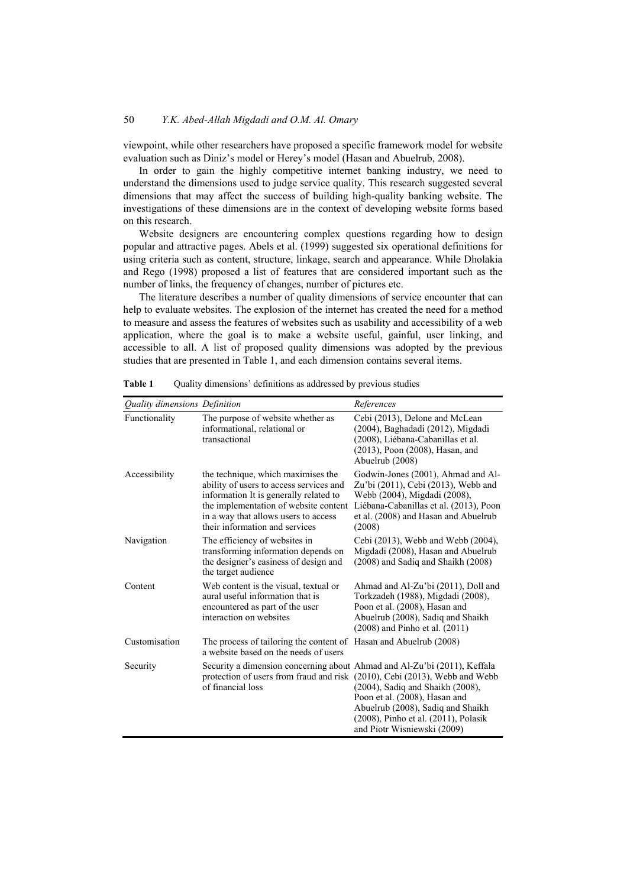viewpoint, while other researchers have proposed a specific framework model for website evaluation such as Diniz's model or Herey's model (Hasan and Abuelrub, 2008).

In order to gain the highly competitive internet banking industry, we need to understand the dimensions used to judge service quality. This research suggested several dimensions that may affect the success of building high-quality banking website. The investigations of these dimensions are in the context of developing website forms based on this research.

Website designers are encountering complex questions regarding how to design popular and attractive pages. Abels et al. (1999) suggested six operational definitions for using criteria such as content, structure, linkage, search and appearance. While Dholakia and Rego (1998) proposed a list of features that are considered important such as the number of links, the frequency of changes, number of pictures etc.

The literature describes a number of quality dimensions of service encounter that can help to evaluate websites. The explosion of the internet has created the need for a method to measure and assess the features of websites such as usability and accessibility of a web application, where the goal is to make a website useful, gainful, user linking, and accessible to all. A list of proposed quality dimensions was adopted by the previous studies that are presented in Table 1, and each dimension contains several items.

**Table 1** Quality dimensions' definitions as addressed by previous studies

| *Quality dimensions* | *Definition* | *References* |
|---|---|---|
| Functionality | The purpose of website whether as informational, relational or transactional | Cebi (2013), Delone and McLean (2004), Baghadadi (2012), Migdadi (2008), Liébana-Cabanillas et al. (2013), Poon (2008), Hasan, and Abuelrub (2008) |
| Accessibility | the technique, which maximises the ability of users to access services and information It is generally related to the implementation of website content in a way that allows users to access their information and services | Godwin-Jones (2001), Ahmad and Al-Zu'bi (2011), Cebi (2013), Webb and Webb (2004), Migdadi (2008), Liébana-Cabanillas et al. (2013), Poon et al. (2008) and Hasan and Abuelrub (2008) |
| Navigation | The efficiency of websites in transforming information depends on the designer's easiness of design and the target audience | Cebi (2013), Webb and Webb (2004), Migdadi (2008), Hasan and Abuelrub (2008) and Sadiq and Shaikh (2008) |
| Content | Web content is the visual, textual or aural useful information that is encountered as part of the user interaction on websites | Ahmad and Al-Zu'bi (2011), Doll and Torkzadeh (1988), Migdadi (2008), Poon et al. (2008), Hasan and Abuelrub (2008), Sadiq and Shaikh (2008) and Pinho et al. (2011) |
| Customisation | The process of tailoring the content of a website based on the needs of users | Hasan and Abuelrub (2008) |
| Security | Security a dimension concerning about protection of users from fraud and risk of financial loss | Ahmad and Al-Zu'bi (2011), Keffala (2010), Cebi (2013), Webb and Webb (2004), Sadiq and Shaikh (2008), Poon et al. (2008), Hasan and Abuelrub (2008), Sadiq and Shaikh (2008), Pinho et al. (2011), Polasik and Piotr Wisniewski (2009) |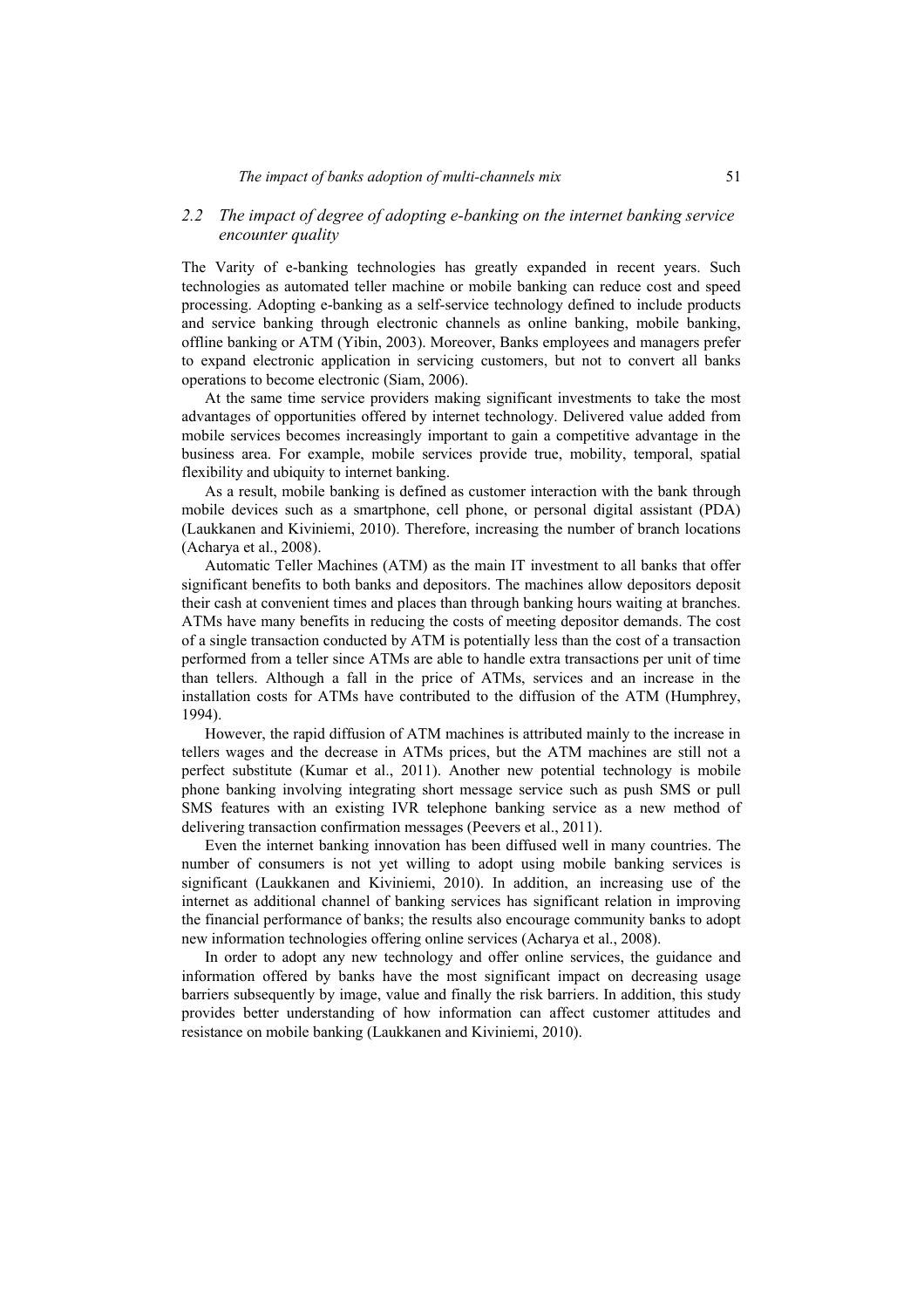### *2.2 The impact of degree of adopting e-banking on the internet banking service encounter quality*

The Varity of e-banking technologies has greatly expanded in recent years. Such technologies as automated teller machine or mobile banking can reduce cost and speed processing. Adopting e-banking as a self-service technology defined to include products and service banking through electronic channels as online banking, mobile banking, offline banking or ATM (Yibin, 2003). Moreover, Banks employees and managers prefer to expand electronic application in servicing customers, but not to convert all banks operations to become electronic (Siam, 2006).

At the same time service providers making significant investments to take the most advantages of opportunities offered by internet technology. Delivered value added from mobile services becomes increasingly important to gain a competitive advantage in the business area. For example, mobile services provide true, mobility, temporal, spatial flexibility and ubiquity to internet banking.

As a result, mobile banking is defined as customer interaction with the bank through mobile devices such as a smartphone, cell phone, or personal digital assistant (PDA) (Laukkanen and Kiviniemi, 2010). Therefore, increasing the number of branch locations (Acharya et al., 2008).

Automatic Teller Machines (ATM) as the main IT investment to all banks that offer significant benefits to both banks and depositors. The machines allow depositors deposit their cash at convenient times and places than through banking hours waiting at branches. ATMs have many benefits in reducing the costs of meeting depositor demands. The cost of a single transaction conducted by ATM is potentially less than the cost of a transaction performed from a teller since ATMs are able to handle extra transactions per unit of time than tellers. Although a fall in the price of ATMs, services and an increase in the installation costs for ATMs have contributed to the diffusion of the ATM (Humphrey, 1994).

However, the rapid diffusion of ATM machines is attributed mainly to the increase in tellers wages and the decrease in ATMs prices, but the ATM machines are still not a perfect substitute (Kumar et al., 2011). Another new potential technology is mobile phone banking involving integrating short message service such as push SMS or pull SMS features with an existing IVR telephone banking service as a new method of delivering transaction confirmation messages (Peevers et al., 2011).

Even the internet banking innovation has been diffused well in many countries. The number of consumers is not yet willing to adopt using mobile banking services is significant (Laukkanen and Kiviniemi, 2010). In addition, an increasing use of the internet as additional channel of banking services has significant relation in improving the financial performance of banks; the results also encourage community banks to adopt new information technologies offering online services (Acharya et al., 2008).

In order to adopt any new technology and offer online services, the guidance and information offered by banks have the most significant impact on decreasing usage barriers subsequently by image, value and finally the risk barriers. In addition, this study provides better understanding of how information can affect customer attitudes and resistance on mobile banking (Laukkanen and Kiviniemi, 2010).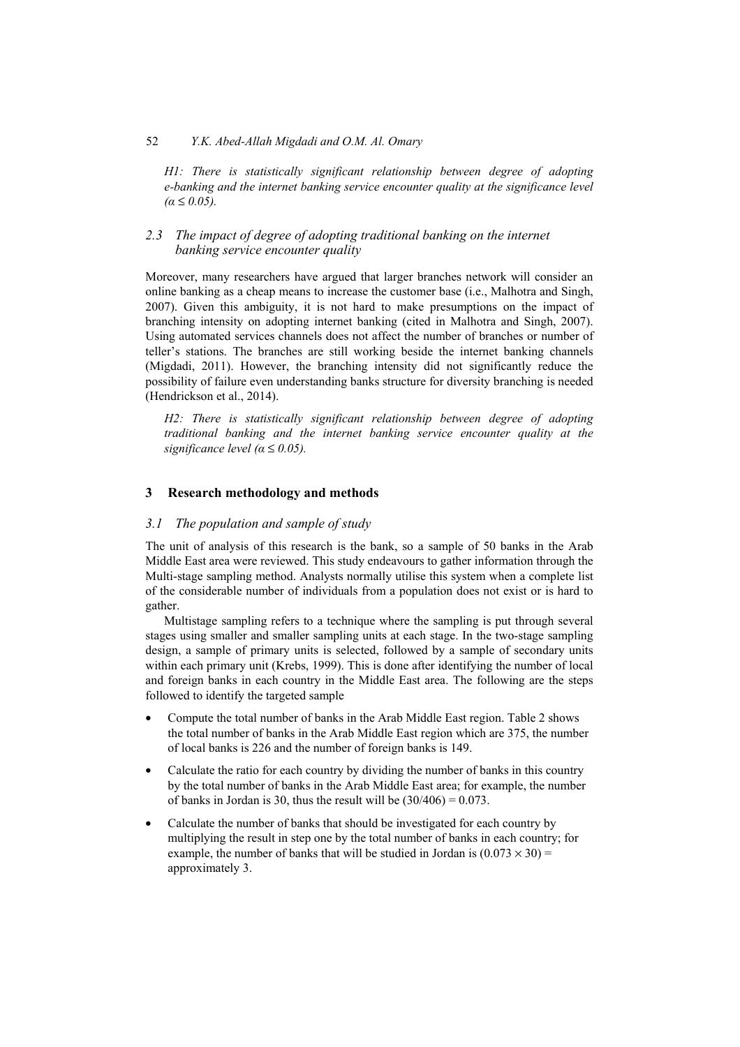*H1: There is statistically significant relationship between degree of adopting e-banking and the internet banking service encounter quality at the significance level ($\alpha \leq 0.05$).*

### 2.3 The impact of degree of adopting traditional banking on the internet banking service encounter quality

Moreover, many researchers have argued that larger branches network will consider an online banking as a cheap means to increase the customer base (i.e., Malhotra and Singh, 2007). Given this ambiguity, it is not hard to make presumptions on the impact of branching intensity on adopting internet banking (cited in Malhotra and Singh, 2007). Using automated services channels does not affect the number of branches or number of teller's stations. The branches are still working beside the internet banking channels (Migdadi, 2011). However, the branching intensity did not significantly reduce the possibility of failure even understanding banks structure for diversity branching is needed (Hendrickson et al., 2014).

*H2: There is statistically significant relationship between degree of adopting traditional banking and the internet banking service encounter quality at the significance level ($\alpha \leq 0.05$).*

## 3 Research methodology and methods

### 3.1 The population and sample of study

The unit of analysis of this research is the bank, so a sample of 50 banks in the Arab Middle East area were reviewed. This study endeavours to gather information through the Multi-stage sampling method. Analysts normally utilise this system when a complete list of the considerable number of individuals from a population does not exist or is hard to gather.

Multistage sampling refers to a technique where the sampling is put through several stages using smaller and smaller sampling units at each stage. In the two-stage sampling design, a sample of primary units is selected, followed by a sample of secondary units within each primary unit (Krebs, 1999). This is done after identifying the number of local and foreign banks in each country in the Middle East area. The following are the steps followed to identify the targeted sample

- Compute the total number of banks in the Arab Middle East region. Table 2 shows the total number of banks in the Arab Middle East region which are 375, the number of local banks is 226 and the number of foreign banks is 149.
- Calculate the ratio for each country by dividing the number of banks in this country by the total number of banks in the Arab Middle East area; for example, the number of banks in Jordan is 30, thus the result will be $(30/406) = 0.073$.
- Calculate the number of banks that should be investigated for each country by multiplying the result in step one by the total number of banks in each country; for example, the number of banks that will be studied in Jordan is $(0.073 \times 30) =$ approximately 3.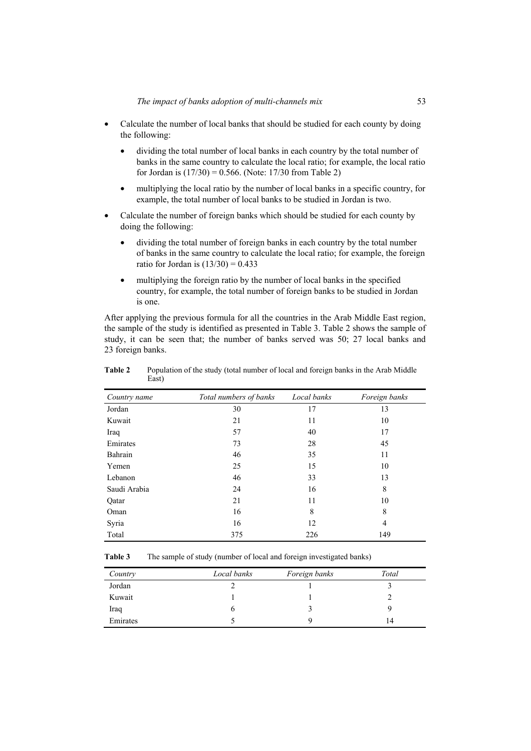- Calculate the number of local banks that should be studied for each county by doing the following:
  - dividing the total number of local banks in each country by the total number of banks in the same country to calculate the local ratio; for example, the local ratio for Jordan is (17/30) = 0.566. (Note: 17/30 from Table 2)
  - multiplying the local ratio by the number of local banks in a specific country, for example, the total number of local banks to be studied in Jordan is two.
- Calculate the number of foreign banks which should be studied for each county by doing the following:
  - dividing the total number of foreign banks in each country by the total number of banks in the same country to calculate the local ratio; for example, the foreign ratio for Jordan is (13/30) = 0.433
  - multiplying the foreign ratio by the number of local banks in the specified country, for example, the total number of foreign banks to be studied in Jordan is one.

After applying the previous formula for all the countries in the Arab Middle East region, the sample of the study is identified as presented in Table 3. Table 2 shows the sample of study, it can be seen that; the number of banks served was 50; 27 local banks and 23 foreign banks.

**Table 2** Population of the study (total number of local and foreign banks in the Arab Middle East)

| *Country name* | *Total numbers of banks* | *Local banks* | *Foreign banks* |
|---|---|---|---|
| Jordan | 30 | 17 | 13 |
| Kuwait | 21 | 11 | 10 |
| Iraq | 57 | 40 | 17 |
| Emirates | 73 | 28 | 45 |
| Bahrain | 46 | 35 | 11 |
| Yemen | 25 | 15 | 10 |
| Lebanon | 46 | 33 | 13 |
| Saudi Arabia | 24 | 16 | 8 |
| Qatar | 21 | 11 | 10 |
| Oman | 16 | 8 | 8 |
| Syria | 16 | 12 | 4 |
| Total | 375 | 226 | 149 |

**Table 3** The sample of study (number of local and foreign investigated banks)

| *Country* | *Local banks* | *Foreign banks* | *Total* |
|---|---|---|---|
| Jordan | 2 | 1 | 3 |
| Kuwait | 1 | 1 | 2 |
| Iraq | 6 | 3 | 9 |
| Emirates | 5 | 9 | 14 |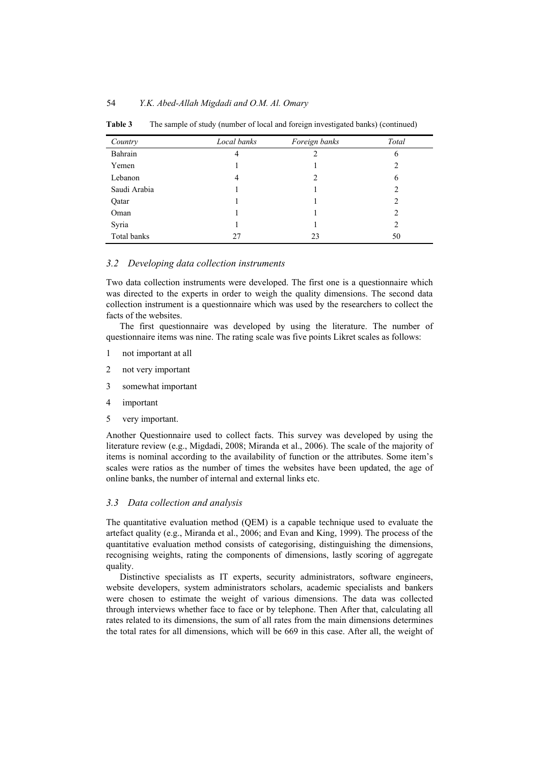**Table 3** The sample of study (number of local and foreign investigated banks) (continued)

| *Country* | *Local banks* | *Foreign banks* | *Total* |
|---|---|---|---|
| Bahrain | 4 | 2 | 6 |
| Yemen | 1 | 1 | 2 |
| Lebanon | 4 | 2 | 6 |
| Saudi Arabia | 1 | 1 | 2 |
| Qatar | 1 | 1 | 2 |
| Oman | 1 | 1 | 2 |
| Syria | 1 | 1 | 2 |
| Total banks | 27 | 23 | 50 |

### *3.2 Developing data collection instruments*

Two data collection instruments were developed. The first one is a questionnaire which was directed to the experts in order to weigh the quality dimensions. The second data collection instrument is a questionnaire which was used by the researchers to collect the facts of the websites.

The first questionnaire was developed by using the literature. The number of questionnaire items was nine. The rating scale was five points Likret scales as follows:

1. not important at all
2. not very important
3. somewhat important
4. important
5. very important.

Another Questionnaire used to collect facts. This survey was developed by using the literature review (e.g., Migdadi, 2008; Miranda et al., 2006). The scale of the majority of items is nominal according to the availability of function or the attributes. Some item's scales were ratios as the number of times the websites have been updated, the age of online banks, the number of internal and external links etc.

### *3.3 Data collection and analysis*

The quantitative evaluation method (QEM) is a capable technique used to evaluate the artefact quality (e.g., Miranda et al., 2006; and Evan and King, 1999). The process of the quantitative evaluation method consists of categorising, distinguishing the dimensions, recognising weights, rating the components of dimensions, lastly scoring of aggregate quality.

Distinctive specialists as IT experts, security administrators, software engineers, website developers, system administrators scholars, academic specialists and bankers were chosen to estimate the weight of various dimensions. The data was collected through interviews whether face to face or by telephone. Then After that, calculating all rates related to its dimensions, the sum of all rates from the main dimensions determines the total rates for all dimensions, which will be 669 in this case. After all, the weight of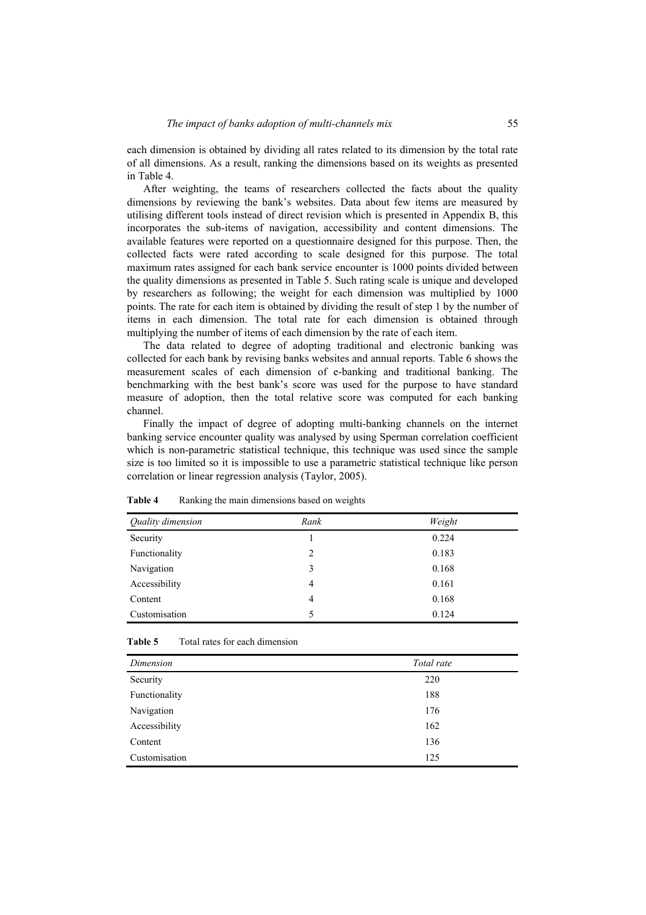each dimension is obtained by dividing all rates related to its dimension by the total rate of all dimensions. As a result, ranking the dimensions based on its weights as presented in Table 4.

After weighting, the teams of researchers collected the facts about the quality dimensions by reviewing the bank's websites. Data about few items are measured by utilising different tools instead of direct revision which is presented in Appendix B, this incorporates the sub-items of navigation, accessibility and content dimensions. The available features were reported on a questionnaire designed for this purpose. Then, the collected facts were rated according to scale designed for this purpose. The total maximum rates assigned for each bank service encounter is 1000 points divided between the quality dimensions as presented in Table 5. Such rating scale is unique and developed by researchers as following; the weight for each dimension was multiplied by 1000 points. The rate for each item is obtained by dividing the result of step 1 by the number of items in each dimension. The total rate for each dimension is obtained through multiplying the number of items of each dimension by the rate of each item.

The data related to degree of adopting traditional and electronic banking was collected for each bank by revising banks websites and annual reports. Table 6 shows the measurement scales of each dimension of e-banking and traditional banking. The benchmarking with the best bank's score was used for the purpose to have standard measure of adoption, then the total relative score was computed for each banking channel.

Finally the impact of degree of adopting multi-banking channels on the internet banking service encounter quality was analysed by using Sperman correlation coefficient which is non-parametric statistical technique, this technique was used since the sample size is too limited so it is impossible to use a parametric statistical technique like person correlation or linear regression analysis (Taylor, 2005).

**Table 4** Ranking the main dimensions based on weights

| *Quality dimension* | *Rank* | *Weight* |
|---|---|---|
| Security | 1 | 0.224 |
| Functionality | 2 | 0.183 |
| Navigation | 3 | 0.168 |
| Accessibility | 4 | 0.161 |
| Content | 4 | 0.168 |
| Customisation | 5 | 0.124 |

**Table 5** Total rates for each dimension

| *Dimension* | *Total rate* |
|---|---|
| Security | 220 |
| Functionality | 188 |
| Navigation | 176 |
| Accessibility | 162 |
| Content | 136 |
| Customisation | 125 |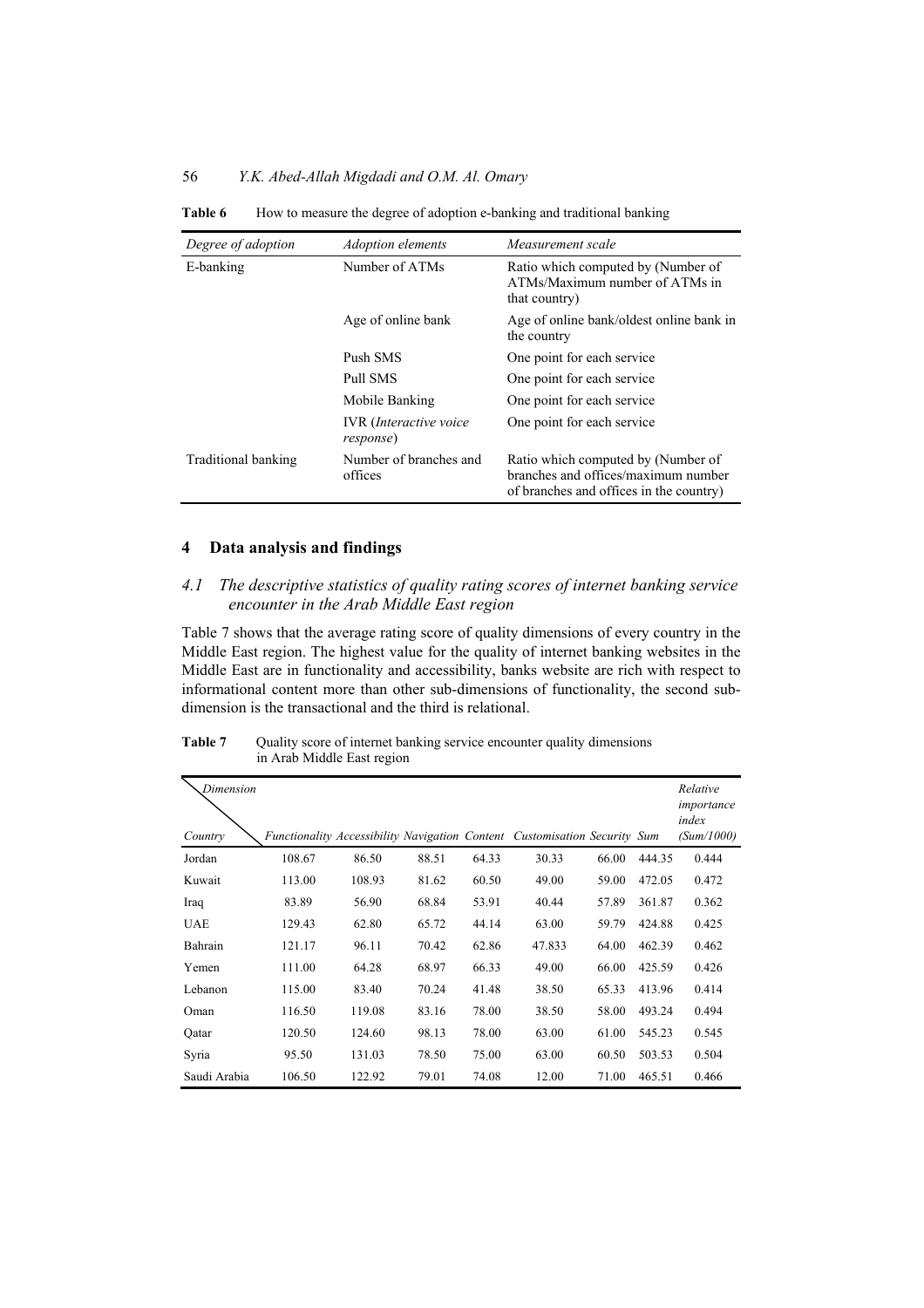**Table 6** How to measure the degree of adoption e-banking and traditional banking

| *Degree of adoption* | *Adoption elements* | *Measurement scale* |
|---|---|---|
| E-banking | Number of ATMs | Ratio which computed by (Number of ATMs/Maximum number of ATMs in that country) |
| | Age of online bank | Age of online bank/oldest online bank in the country |
| | Push SMS | One point for each service |
| | Pull SMS | One point for each service |
| | Mobile Banking | One point for each service |
| | IVR (*Interactive voice response*) | One point for each service |
| Traditional banking | Number of branches and offices | Ratio which computed by (Number of branches and offices/maximum number of branches and offices in the country) |

## 4 Data analysis and findings

### *4.1 The descriptive statistics of quality rating scores of internet banking service encounter in the Arab Middle East region*

Table 7 shows that the average rating score of quality dimensions of every country in the Middle East region. The highest value for the quality of internet banking websites in the Middle East are in functionality and accessibility, banks website are rich with respect to informational content more than other sub-dimensions of functionality, the second sub-dimension is the transactional and the third is relational.

**Table 7** Quality score of internet banking service encounter quality dimensions in Arab Middle East region

| *Country* \ *Dimension* | *Functionality* | *Accessibility* | *Navigation* | *Content* | *Customisation* | *Security* | *Sum* | *Relative importance index (Sum/1000)* |
|---|---|---|---|---|---|---|---|---|
| Jordan | 108.67 | 86.50 | 88.51 | 64.33 | 30.33 | 66.00 | 444.35 | 0.444 |
| Kuwait | 113.00 | 108.93 | 81.62 | 60.50 | 49.00 | 59.00 | 472.05 | 0.472 |
| Iraq | 83.89 | 56.90 | 68.84 | 53.91 | 40.44 | 57.89 | 361.87 | 0.362 |
| UAE | 129.43 | 62.80 | 65.72 | 44.14 | 63.00 | 59.79 | 424.88 | 0.425 |
| Bahrain | 121.17 | 96.11 | 70.42 | 62.86 | 47.833 | 64.00 | 462.39 | 0.462 |
| Yemen | 111.00 | 64.28 | 68.97 | 66.33 | 49.00 | 66.00 | 425.59 | 0.426 |
| Lebanon | 115.00 | 83.40 | 70.24 | 41.48 | 38.50 | 65.33 | 413.96 | 0.414 |
| Oman | 116.50 | 119.08 | 83.16 | 78.00 | 38.50 | 58.00 | 493.24 | 0.494 |
| Qatar | 120.50 | 124.60 | 98.13 | 78.00 | 63.00 | 61.00 | 545.23 | 0.545 |
| Syria | 95.50 | 131.03 | 78.50 | 75.00 | 63.00 | 60.50 | 503.53 | 0.504 |
| Saudi Arabia | 106.50 | 122.92 | 79.01 | 74.08 | 12.00 | 71.00 | 465.51 | 0.466 |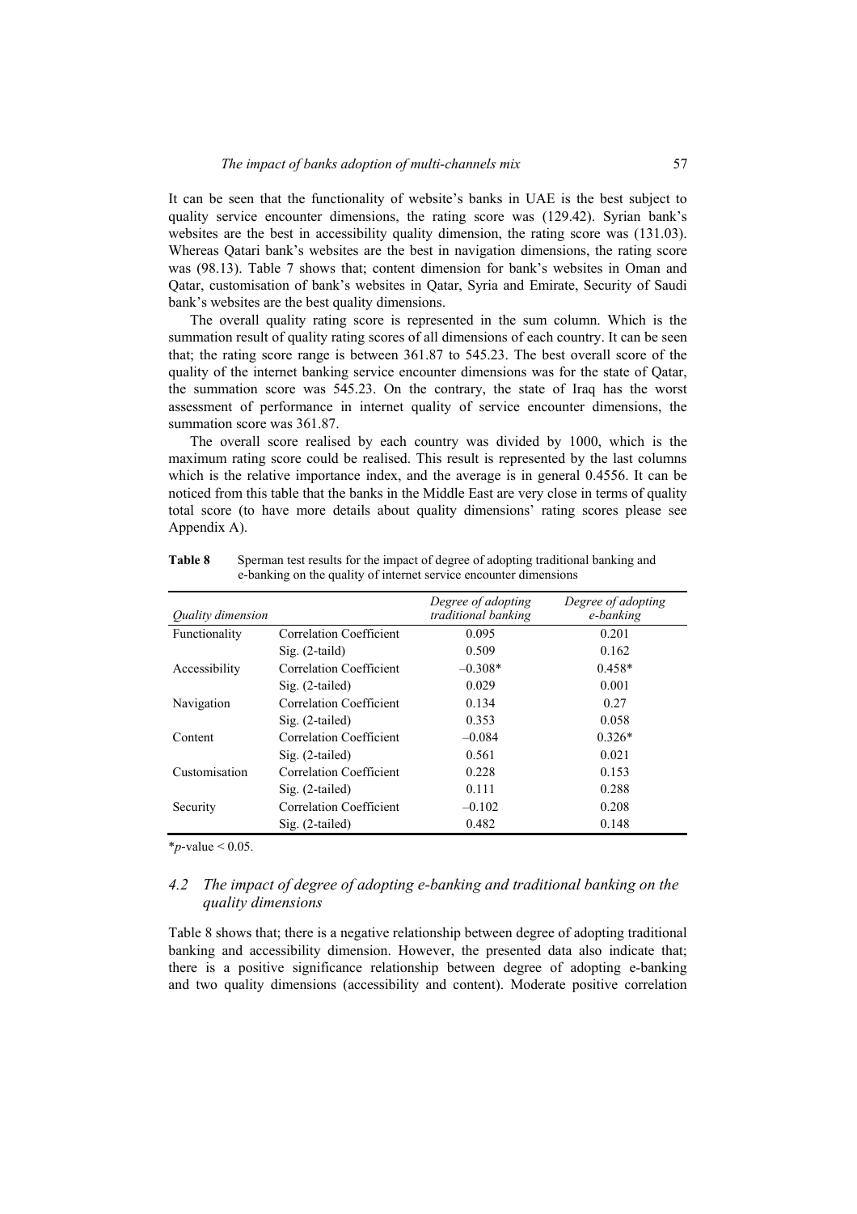It can be seen that the functionality of website's banks in UAE is the best subject to quality service encounter dimensions, the rating score was (129.42). Syrian bank's websites are the best in accessibility quality dimension, the rating score was (131.03). Whereas Qatari bank's websites are the best in navigation dimensions, the rating score was (98.13). Table 7 shows that; content dimension for bank's websites in Oman and Qatar, customisation of bank's websites in Qatar, Syria and Emirate, Security of Saudi bank's websites are the best quality dimensions.

The overall quality rating score is represented in the sum column. Which is the summation result of quality rating scores of all dimensions of each country. It can be seen that; the rating score range is between 361.87 to 545.23. The best overall score of the quality of the internet banking service encounter dimensions was for the state of Qatar, the summation score was 545.23. On the contrary, the state of Iraq has the worst assessment of performance in internet quality of service encounter dimensions, the summation score was 361.87.

The overall score realised by each country was divided by 1000, which is the maximum rating score could be realised. This result is represented by the last columns which is the relative importance index, and the average is in general 0.4556. It can be noticed from this table that the banks in the Middle East are very close in terms of quality total score (to have more details about quality dimensions' rating scores please see Appendix A).

**Table 8** Sperman test results for the impact of degree of adopting traditional banking and e-banking on the quality of internet service encounter dimensions

| *Quality dimension* | | *Degree of adopting traditional banking* | *Degree of adopting e-banking* |
|---|---|---|---|
| Functionality | Correlation Coefficient | 0.095 | 0.201 |
| | Sig. (2-taild) | 0.509 | 0.162 |
| Accessibility | Correlation Coefficient | –0.308* | 0.458* |
| | Sig. (2-tailed) | 0.029 | 0.001 |
| Navigation | Correlation Coefficient | 0.134 | 0.27 |
| | Sig. (2-tailed) | 0.353 | 0.058 |
| Content | Correlation Coefficient | –0.084 | 0.326* |
| | Sig. (2-tailed) | 0.561 | 0.021 |
| Customisation | Correlation Coefficient | 0.228 | 0.153 |
| | Sig. (2-tailed) | 0.111 | 0.288 |
| Security | Correlation Coefficient | –0.102 | 0.208 |
| | Sig. (2-tailed) | 0.482 | 0.148 |

*$p$-value < 0.05.

### *4.2 The impact of degree of adopting e-banking and traditional banking on the quality dimensions*

Table 8 shows that; there is a negative relationship between degree of adopting traditional banking and accessibility dimension. However, the presented data also indicate that; there is a positive significance relationship between degree of adopting e-banking and two quality dimensions (accessibility and content). Moderate positive correlation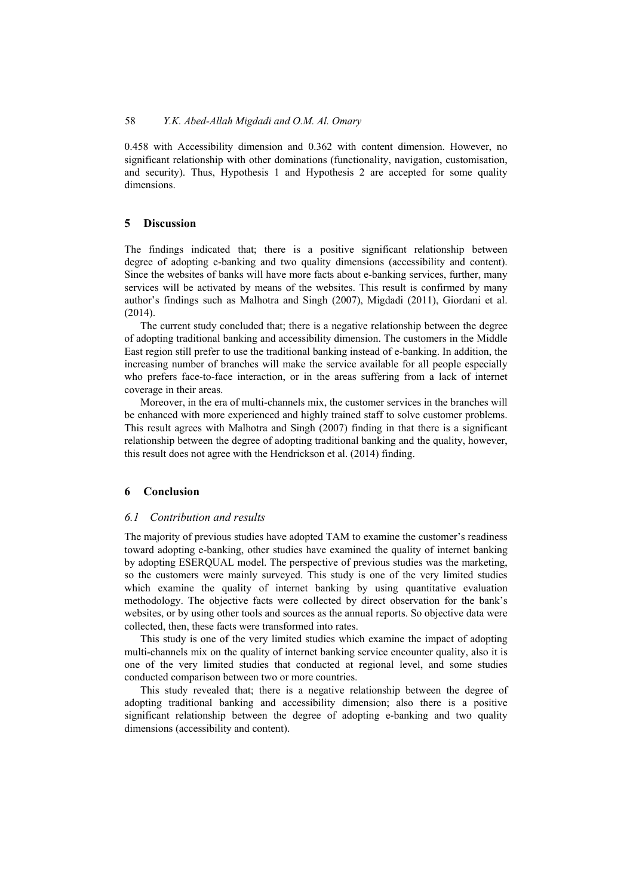0.458 with Accessibility dimension and 0.362 with content dimension. However, no significant relationship with other dominations (functionality, navigation, customisation, and security). Thus, Hypothesis 1 and Hypothesis 2 are accepted for some quality dimensions.

## 5 Discussion

The findings indicated that; there is a positive significant relationship between degree of adopting e-banking and two quality dimensions (accessibility and content). Since the websites of banks will have more facts about e-banking services, further, many services will be activated by means of the websites. This result is confirmed by many author's findings such as Malhotra and Singh (2007), Migdadi (2011), Giordani et al. (2014).

The current study concluded that; there is a negative relationship between the degree of adopting traditional banking and accessibility dimension. The customers in the Middle East region still prefer to use the traditional banking instead of e-banking. In addition, the increasing number of branches will make the service available for all people especially who prefers face-to-face interaction, or in the areas suffering from a lack of internet coverage in their areas.

Moreover, in the era of multi-channels mix, the customer services in the branches will be enhanced with more experienced and highly trained staff to solve customer problems. This result agrees with Malhotra and Singh (2007) finding in that there is a significant relationship between the degree of adopting traditional banking and the quality, however, this result does not agree with the Hendrickson et al. (2014) finding.

## 6 Conclusion

### *6.1 Contribution and results*

The majority of previous studies have adopted TAM to examine the customer's readiness toward adopting e-banking, other studies have examined the quality of internet banking by adopting ESERQUAL model. The perspective of previous studies was the marketing, so the customers were mainly surveyed. This study is one of the very limited studies which examine the quality of internet banking by using quantitative evaluation methodology. The objective facts were collected by direct observation for the bank's websites, or by using other tools and sources as the annual reports. So objective data were collected, then, these facts were transformed into rates.

This study is one of the very limited studies which examine the impact of adopting multi-channels mix on the quality of internet banking service encounter quality, also it is one of the very limited studies that conducted at regional level, and some studies conducted comparison between two or more countries.

This study revealed that; there is a negative relationship between the degree of adopting traditional banking and accessibility dimension; also there is a positive significant relationship between the degree of adopting e-banking and two quality dimensions (accessibility and content).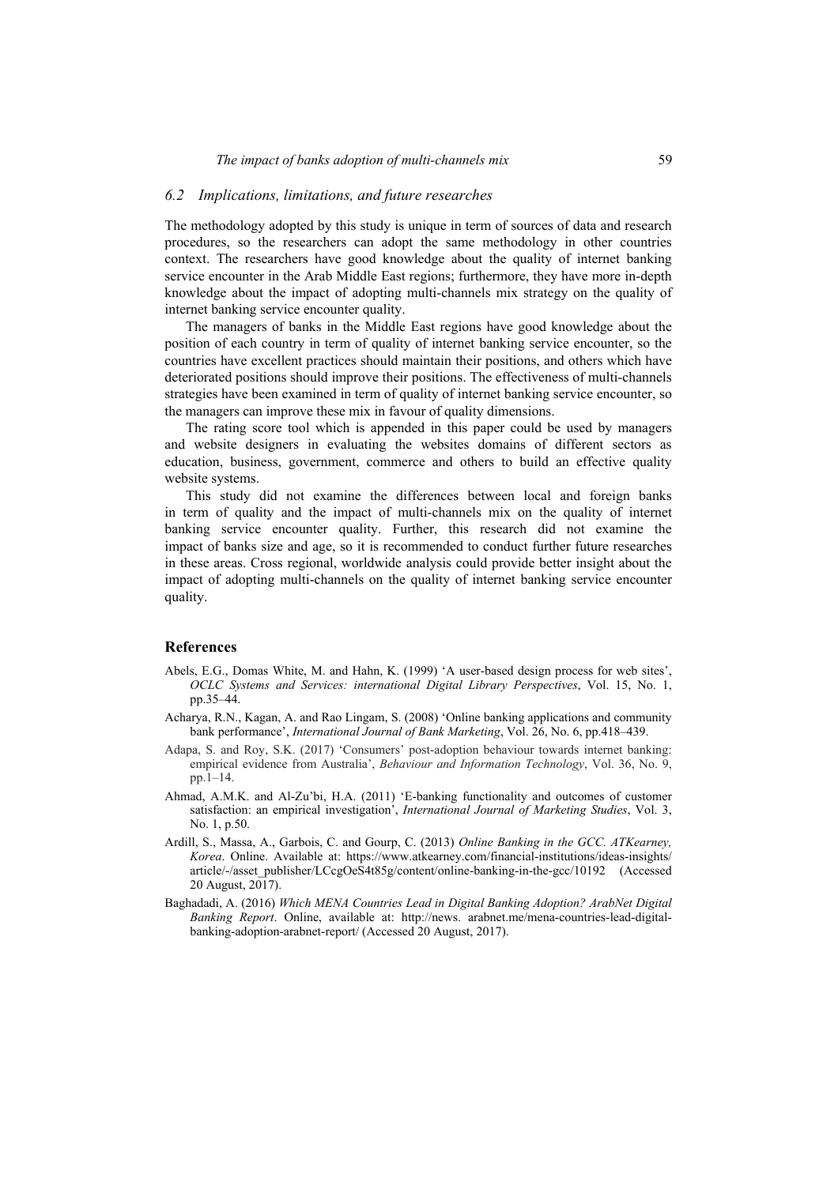### 6.2 Implications, limitations, and future researches

The methodology adopted by this study is unique in term of sources of data and research procedures, so the researchers can adopt the same methodology in other countries context. The researchers have good knowledge about the quality of internet banking service encounter in the Arab Middle East regions; furthermore, they have more in-depth knowledge about the impact of adopting multi-channels mix strategy on the quality of internet banking service encounter quality.

The managers of banks in the Middle East regions have good knowledge about the position of each country in term of quality of internet banking service encounter, so the countries have excellent practices should maintain their positions, and others which have deteriorated positions should improve their positions. The effectiveness of multi-channels strategies have been examined in term of quality of internet banking service encounter, so the managers can improve these mix in favour of quality dimensions.

The rating score tool which is appended in this paper could be used by managers and website designers in evaluating the websites domains of different sectors as education, business, government, commerce and others to build an effective quality website systems.

This study did not examine the differences between local and foreign banks in term of quality and the impact of multi-channels mix on the quality of internet banking service encounter quality. Further, this research did not examine the impact of banks size and age, so it is recommended to conduct further future researches in these areas. Cross regional, worldwide analysis could provide better insight about the impact of adopting multi-channels on the quality of internet banking service encounter quality.

## References

Abels, E.G., Domas White, M. and Hahn, K. (1999) 'A user-based design process for web sites', *OCLC Systems and Services: international Digital Library Perspectives*, Vol. 15, No. 1, pp.35–44.

Acharya, R.N., Kagan, A. and Rao Lingam, S. (2008) 'Online banking applications and community bank performance', *International Journal of Bank Marketing*, Vol. 26, No. 6, pp.418–439.

Adapa, S. and Roy, S.K. (2017) 'Consumers' post-adoption behaviour towards internet banking: empirical evidence from Australia', *Behaviour and Information Technology*, Vol. 36, No. 9, pp.1–14.

Ahmad, A.M.K. and Al-Zu'bi, H.A. (2011) 'E-banking functionality and outcomes of customer satisfaction: an empirical investigation', *International Journal of Marketing Studies*, Vol. 3, No. 1, p.50.

Ardill, S., Massa, A., Garbois, C. and Gourp, C. (2013) *Online Banking in the GCC. ATKearney, Korea*. Online. Available at: https://www.atkearney.com/financial-institutions/ideas-insights/article/-/asset_publisher/LCcgOeS4t85g/content/online-banking-in-the-gcc/10192 (Accessed 20 August, 2017).

Baghadadi, A. (2016) *Which MENA Countries Lead in Digital Banking Adoption? ArabNet Digital Banking Report*. Online, available at: http://news. arabnet.me/mena-countries-lead-digital-banking-adoption-arabnet-report/ (Accessed 20 August, 2017).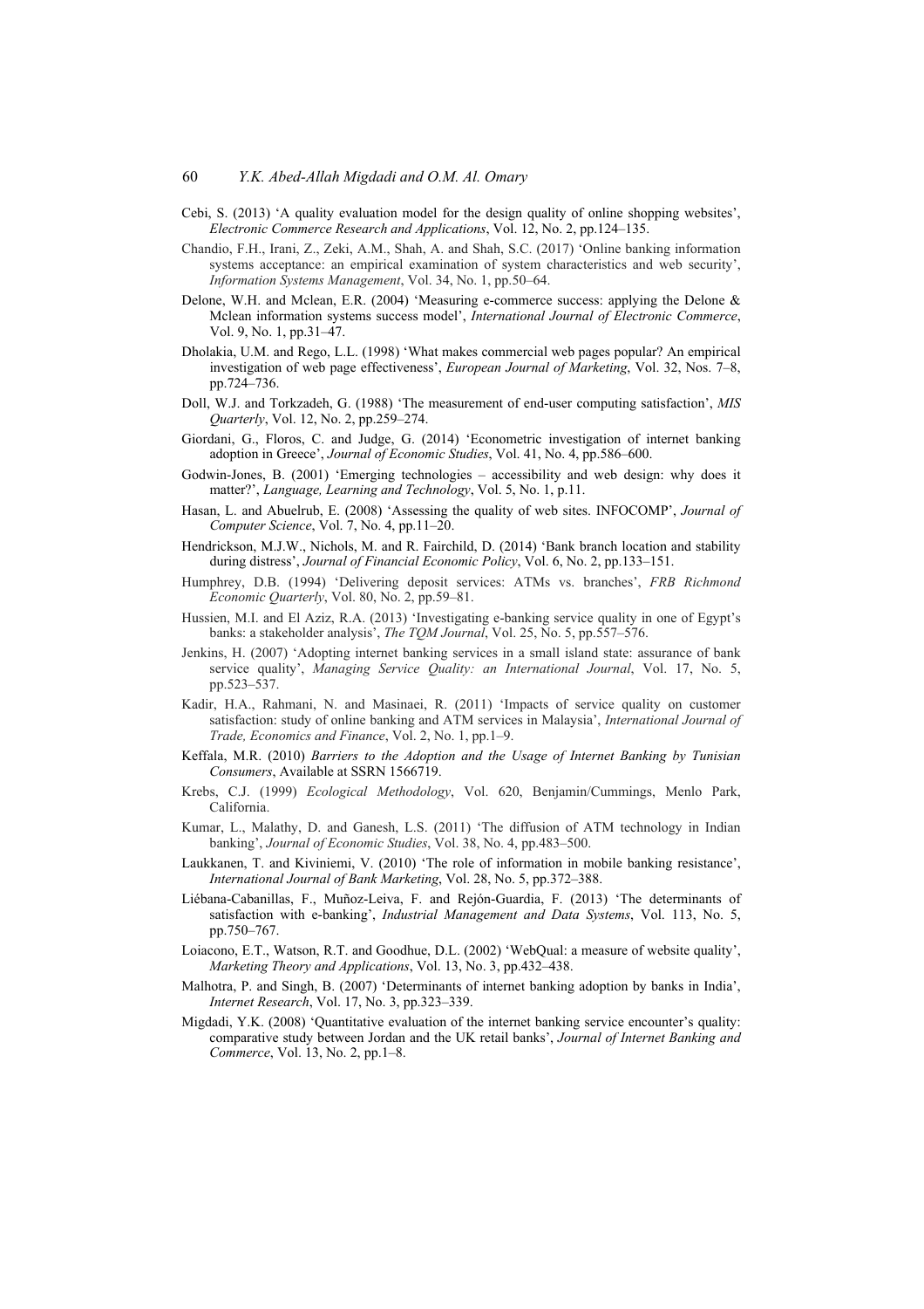Cebi, S. (2013) 'A quality evaluation model for the design quality of online shopping websites', *Electronic Commerce Research and Applications*, Vol. 12, No. 2, pp.124–135.

Chandio, F.H., Irani, Z., Zeki, A.M., Shah, A. and Shah, S.C. (2017) 'Online banking information systems acceptance: an empirical examination of system characteristics and web security', *Information Systems Management*, Vol. 34, No. 1, pp.50–64.

Delone, W.H. and Mclean, E.R. (2004) 'Measuring e-commerce success: applying the Delone & Mclean information systems success model', *International Journal of Electronic Commerce*, Vol. 9, No. 1, pp.31–47.

Dholakia, U.M. and Rego, L.L. (1998) 'What makes commercial web pages popular? An empirical investigation of web page effectiveness', *European Journal of Marketing*, Vol. 32, Nos. 7–8, pp.724–736.

Doll, W.J. and Torkzadeh, G. (1988) 'The measurement of end-user computing satisfaction', *MIS Quarterly*, Vol. 12, No. 2, pp.259–274.

Giordani, G., Floros, C. and Judge, G. (2014) 'Econometric investigation of internet banking adoption in Greece', *Journal of Economic Studies*, Vol. 41, No. 4, pp.586–600.

Godwin-Jones, B. (2001) 'Emerging technologies – accessibility and web design: why does it matter?', *Language, Learning and Technology*, Vol. 5, No. 1, p.11.

Hasan, L. and Abuelrub, E. (2008) 'Assessing the quality of web sites. INFOCOMP', *Journal of Computer Science*, Vol. 7, No. 4, pp.11–20.

Hendrickson, M.J.W., Nichols, M. and R. Fairchild, D. (2014) 'Bank branch location and stability during distress', *Journal of Financial Economic Policy*, Vol. 6, No. 2, pp.133–151.

Humphrey, D.B. (1994) 'Delivering deposit services: ATMs vs. branches', *FRB Richmond Economic Quarterly*, Vol. 80, No. 2, pp.59–81.

Hussien, M.I. and El Aziz, R.A. (2013) 'Investigating e-banking service quality in one of Egypt's banks: a stakeholder analysis', *The TQM Journal*, Vol. 25, No. 5, pp.557–576.

Jenkins, H. (2007) 'Adopting internet banking services in a small island state: assurance of bank service quality', *Managing Service Quality: an International Journal*, Vol. 17, No. 5, pp.523–537.

Kadir, H.A., Rahmani, N. and Masinaei, R. (2011) 'Impacts of service quality on customer satisfaction: study of online banking and ATM services in Malaysia', *International Journal of Trade, Economics and Finance*, Vol. 2, No. 1, pp.1–9.

Keffala, M.R. (2010) *Barriers to the Adoption and the Usage of Internet Banking by Tunisian Consumers*, Available at SSRN 1566719.

Krebs, C.J. (1999) *Ecological Methodology*, Vol. 620, Benjamin/Cummings, Menlo Park, California.

Kumar, L., Malathy, D. and Ganesh, L.S. (2011) 'The diffusion of ATM technology in Indian banking', *Journal of Economic Studies*, Vol. 38, No. 4, pp.483–500.

Laukkanen, T. and Kiviniemi, V. (2010) 'The role of information in mobile banking resistance', *International Journal of Bank Marketing*, Vol. 28, No. 5, pp.372–388.

Liébana-Cabanillas, F., Muñoz-Leiva, F. and Rejón-Guardia, F. (2013) 'The determinants of satisfaction with e-banking', *Industrial Management and Data Systems*, Vol. 113, No. 5, pp.750–767.

Loiacono, E.T., Watson, R.T. and Goodhue, D.L. (2002) 'WebQual: a measure of website quality', *Marketing Theory and Applications*, Vol. 13, No. 3, pp.432–438.

Malhotra, P. and Singh, B. (2007) 'Determinants of internet banking adoption by banks in India', *Internet Research*, Vol. 17, No. 3, pp.323–339.

Migdadi, Y.K. (2008) 'Quantitative evaluation of the internet banking service encounter's quality: comparative study between Jordan and the UK retail banks', *Journal of Internet Banking and Commerce*, Vol. 13, No. 2, pp.1–8.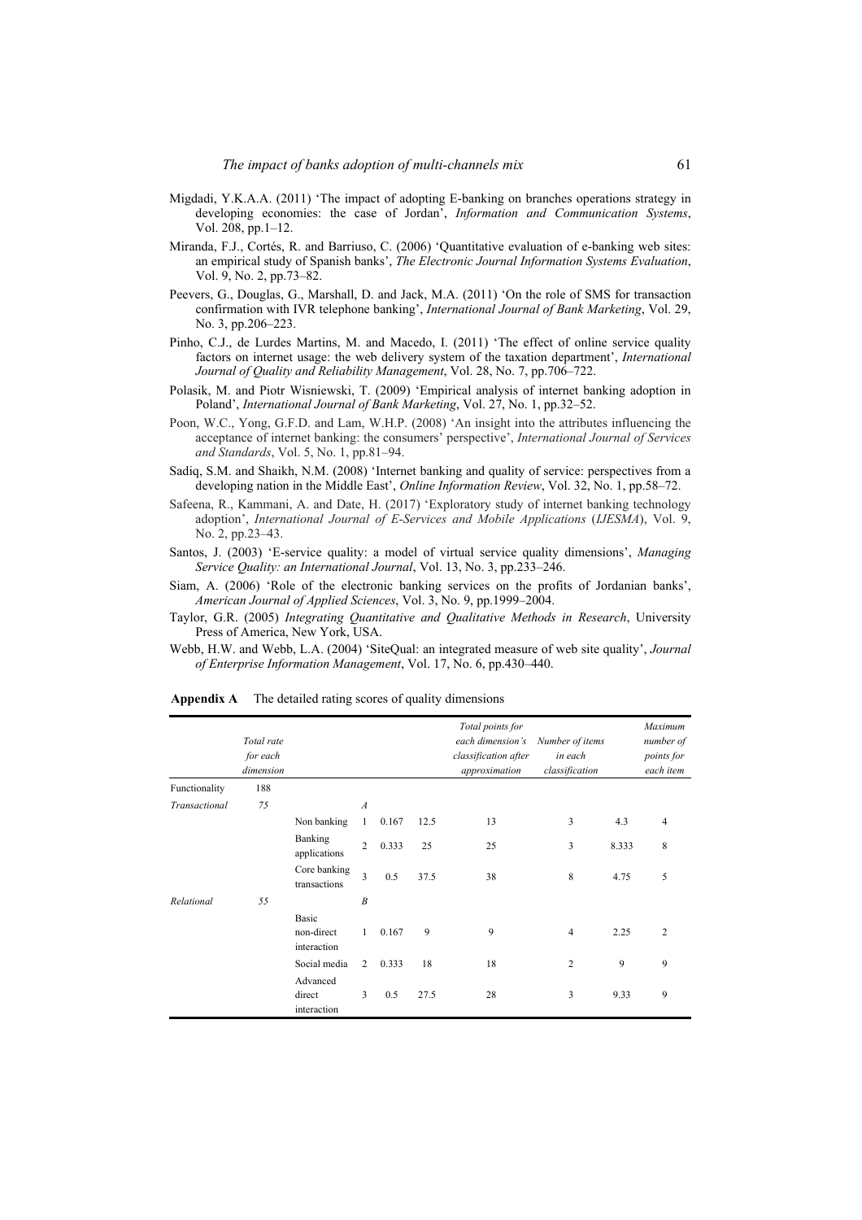- Migdadi, Y.K.A.A. (2011) 'The impact of adopting E-banking on branches operations strategy in developing economies: the case of Jordan', *Information and Communication Systems*, Vol. 208, pp.1–12.
- Miranda, F.J., Cortés, R. and Barriuso, C. (2006) 'Quantitative evaluation of e-banking web sites: an empirical study of Spanish banks', *The Electronic Journal Information Systems Evaluation*, Vol. 9, No. 2, pp.73–82.
- Peevers, G., Douglas, G., Marshall, D. and Jack, M.A. (2011) 'On the role of SMS for transaction confirmation with IVR telephone banking', *International Journal of Bank Marketing*, Vol. 29, No. 3, pp.206–223.
- Pinho, C.J., de Lurdes Martins, M. and Macedo, I. (2011) 'The effect of online service quality factors on internet usage: the web delivery system of the taxation department', *International Journal of Quality and Reliability Management*, Vol. 28, No. 7, pp.706–722.
- Polasik, M. and Piotr Wisniewski, T. (2009) 'Empirical analysis of internet banking adoption in Poland', *International Journal of Bank Marketing*, Vol. 27, No. 1, pp.32–52.
- Poon, W.C., Yong, G.F.D. and Lam, W.H.P. (2008) 'An insight into the attributes influencing the acceptance of internet banking: the consumers' perspective', *International Journal of Services and Standards*, Vol. 5, No. 1, pp.81–94.
- Sadiq, S.M. and Shaikh, N.M. (2008) 'Internet banking and quality of service: perspectives from a developing nation in the Middle East', *Online Information Review*, Vol. 32, No. 1, pp.58–72.
- Safeena, R., Kammani, A. and Date, H. (2017) 'Exploratory study of internet banking technology adoption', *International Journal of E-Services and Mobile Applications* (*IJESMA*), Vol. 9, No. 2, pp.23–43.
- Santos, J. (2003) 'E-service quality: a model of virtual service quality dimensions', *Managing Service Quality: an International Journal*, Vol. 13, No. 3, pp.233–246.
- Siam, A. (2006) 'Role of the electronic banking services on the profits of Jordanian banks', *American Journal of Applied Sciences*, Vol. 3, No. 9, pp.1999–2004.
- Taylor, G.R. (2005) *Integrating Quantitative and Qualitative Methods in Research*, University Press of America, New York, USA.
- Webb, H.W. and Webb, L.A. (2004) 'SiteQual: an integrated measure of web site quality', *Journal of Enterprise Information Management*, Vol. 17, No. 6, pp.430–440.

**Appendix A** The detailed rating scores of quality dimensions

| | *Total rate for each dimension* | | | | | *Total points for each dimension's classification after approximation* | *Number of items in each classification* | | *Maximum number of points for each item* |
|---|---|---|---|---|---|---|---|---|---|
| Functionality | 188 | | | | | | | | |
| *Transactional* | *75* | | *A* | | | | | | |
| | | Non banking | 1 | 0.167 | 12.5 | 13 | 3 | 4.3 | 4 |
| | | Banking applications | 2 | 0.333 | 25 | 25 | 3 | 8.333 | 8 |
| | | Core banking transactions | 3 | 0.5 | 37.5 | 38 | 8 | 4.75 | 5 |
| *Relational* | *55* | | *B* | | | | | | |
| | | Basic non-direct interaction | 1 | 0.167 | 9 | 9 | 4 | 2.25 | 2 |
| | | Social media | 2 | 0.333 | 18 | 18 | 2 | 9 | 9 |
| | | Advanced direct interaction | 3 | 0.5 | 27.5 | 28 | 3 | 9.33 | 9 |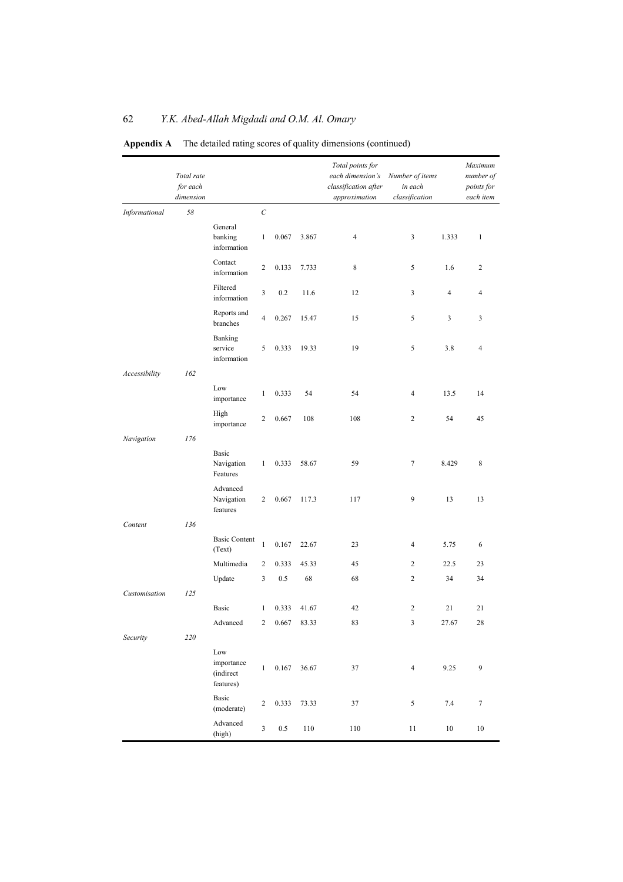**Appendix A** The detailed rating scores of quality dimensions (continued)

| | *Total rate for each dimension* | | | | | *Total points for each dimension's classification after approximation* | *Number of items in each classification* | | *Maximum number of points for each item* |
|---|---|---|---|---|---|---|---|---|---|
| *Informational* | *58* | | *C* | | | | | | |
| | | General banking information | 1 | 0.067 | 3.867 | 4 | 3 | 1.333 | 1 |
| | | Contact information | 2 | 0.133 | 7.733 | 8 | 5 | 1.6 | 2 |
| | | Filtered information | 3 | 0.2 | 11.6 | 12 | 3 | 4 | 4 |
| | | Reports and branches | 4 | 0.267 | 15.47 | 15 | 5 | 3 | 3 |
| | | Banking service information | 5 | 0.333 | 19.33 | 19 | 5 | 3.8 | 4 |
| *Accessibility* | *162* | | | | | | | | |
| | | Low importance | 1 | 0.333 | 54 | 54 | 4 | 13.5 | 14 |
| | | High importance | 2 | 0.667 | 108 | 108 | 2 | 54 | 45 |
| *Navigation* | *176* | | | | | | | | |
| | | Basic Navigation Features | 1 | 0.333 | 58.67 | 59 | 7 | 8.429 | 8 |
| | | Advanced Navigation features | 2 | 0.667 | 117.3 | 117 | 9 | 13 | 13 |
| *Content* | *136* | | | | | | | | |
| | | Basic Content (Text) | 1 | 0.167 | 22.67 | 23 | 4 | 5.75 | 6 |
| | | Multimedia | 2 | 0.333 | 45.33 | 45 | 2 | 22.5 | 23 |
| | | Update | 3 | 0.5 | 68 | 68 | 2 | 34 | 34 |
| *Customisation* | *125* | | | | | | | | |
| | | Basic | 1 | 0.333 | 41.67 | 42 | 2 | 21 | 21 |
| | | Advanced | 2 | 0.667 | 83.33 | 83 | 3 | 27.67 | 28 |
| *Security* | *220* | | | | | | | | |
| | | Low importance (indirect features) | 1 | 0.167 | 36.67 | 37 | 4 | 9.25 | 9 |
| | | Basic (moderate) | 2 | 0.333 | 73.33 | 37 | 5 | 7.4 | 7 |
| | | Advanced (high) | 3 | 0.5 | 110 | 110 | 11 | 10 | 10 |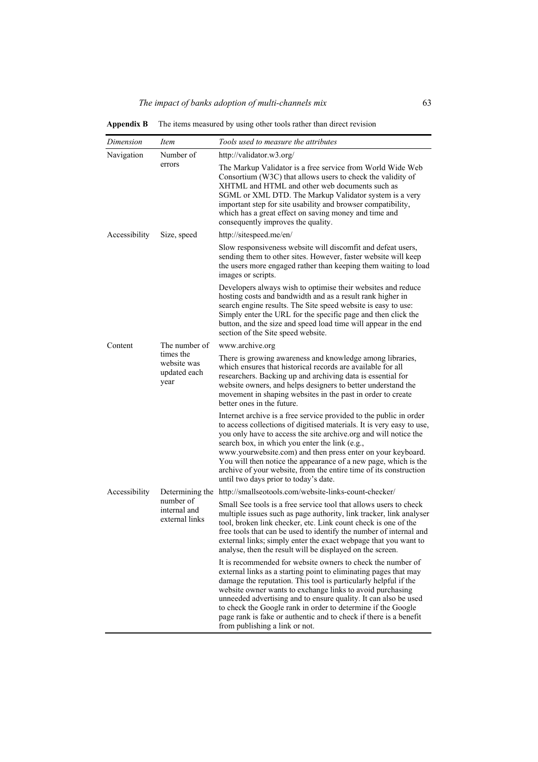**Appendix B** The items measured by using other tools rather than direct revision

| *Dimension* | *Item* | *Tools used to measure the attributes* |
|---|---|---|
| Navigation | Number of errors | http://validator.w3.org/<br><br>The Markup Validator is a free service from World Wide Web Consortium (W3C) that allows users to check the validity of XHTML and HTML and other web documents such as SGML or XML DTD. The Markup Validator system is a very important step for site usability and browser compatibility, which has a great effect on saving money and time and consequently improves the quality. |
| Accessibility | Size, speed | http://sitespeed.me/en/<br><br>Slow responsiveness website will discomfit and defeat users, sending them to other sites. However, faster website will keep the users more engaged rather than keeping them waiting to load images or scripts.<br><br>Developers always wish to optimise their websites and reduce hosting costs and bandwidth and as a result rank higher in search engine results. The Site speed website is easy to use: Simply enter the URL for the specific page and then click the button, and the size and speed load time will appear in the end section of the Site speed website. |
| Content | The number of times the website was updated each year | www.archive.org<br><br>There is growing awareness and knowledge among libraries, which ensures that historical records are available for all researchers. Backing up and archiving data is essential for website owners, and helps designers to better understand the movement in shaping websites in the past in order to create better ones in the future.<br><br>Internet archive is a free service provided to the public in order to access collections of digitised materials. It is very easy to use, you only have to access the site archive.org and will notice the search box, in which you enter the link (e.g., www.yourwebsite.com) and then press enter on your keyboard. You will then notice the appearance of a new page, which is the archive of your website, from the entire time of its construction until two days prior to today's date. |
| Accessibility | Determining the number of internal and external links | http://smallseotools.com/website-links-count-checker/<br><br>Small See tools is a free service tool that allows users to check multiple issues such as page authority, link tracker, link analyser tool, broken link checker, etc. Link count check is one of the free tools that can be used to identify the number of internal and external links; simply enter the exact webpage that you want to analyse, then the result will be displayed on the screen.<br><br>It is recommended for website owners to check the number of external links as a starting point to eliminating pages that may damage the reputation. This tool is particularly helpful if the website owner wants to exchange links to avoid purchasing unneeded advertising and to ensure quality. It can also be used to check the Google rank in order to determine if the Google page rank is fake or authentic and to check if there is a benefit from publishing a link or not. |